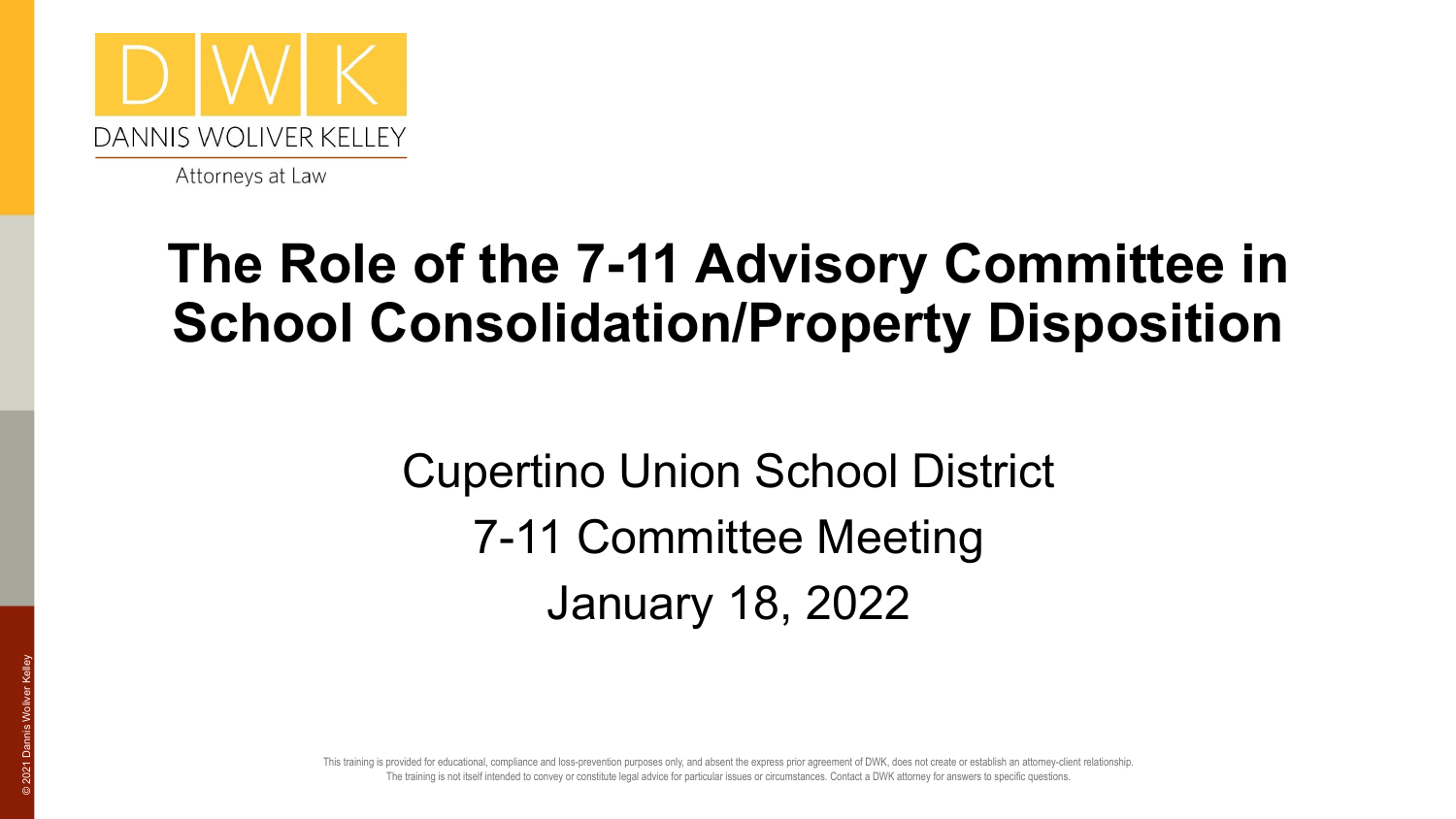DANNIS WOLIVER KELLEY

Attorneys at Law

# The Role of the 7-11 Advisory Committee in School Consolidation/Property Disposition

Cupertino Union School District

7-11 Committee Meeting

January 18, 2022

This training is provided for educational, compliance and loss-prevention purposes only, and absent the express prior agreement of DWK, does not create or establish an attorney-client relationship. The training is not itself intended to convey or constitute legal advice for particular issues or circumstances. Contact a DWK attorney for answers to specific questions.

© 2021 Dannis Woliver Kelley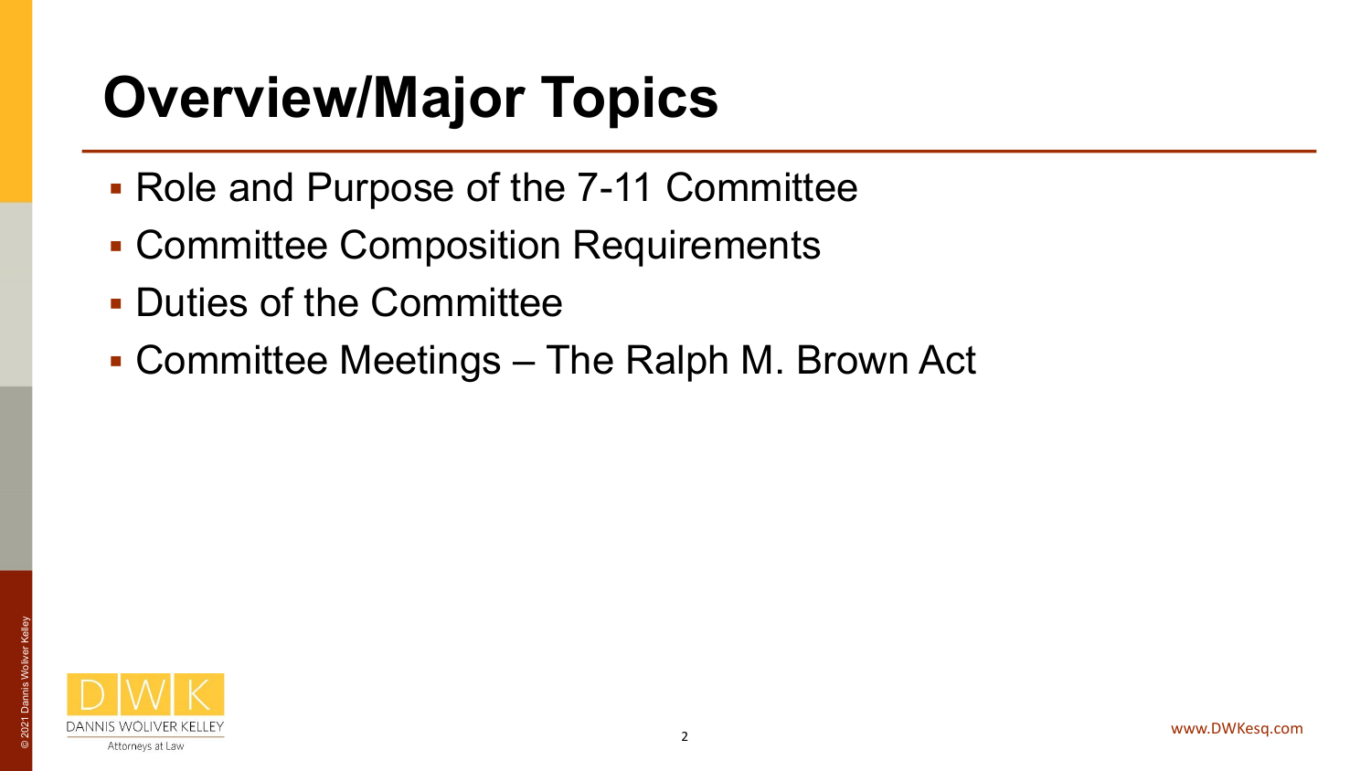# Overview/Major Topics

- Role and Purpose of the 7-11 Committee
- Committee Composition Requirements
- Duties of the Committee
- Committee Meetings – The Ralph M. Brown Act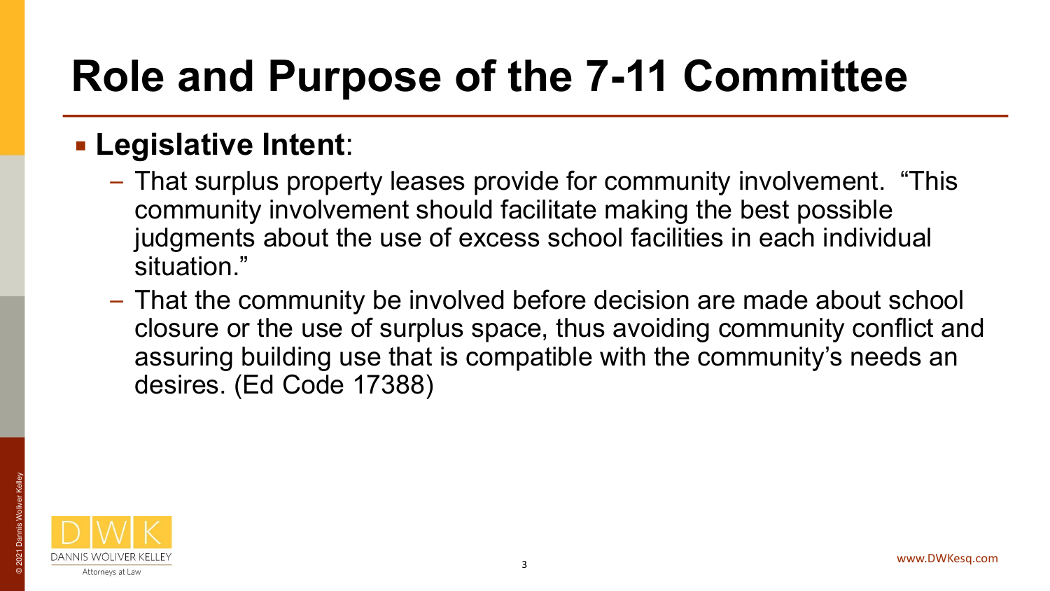# Role and Purpose of the 7-11 Committee

- **Legislative Intent**:
  - That surplus property leases provide for community involvement. "This community involvement should facilitate making the best possible judgments about the use of excess school facilities in each individual situation."
  - That the community be involved before decision are made about school closure or the use of surplus space, thus avoiding community conflict and assuring building use that is compatible with the community's needs an desires. (Ed Code 17388)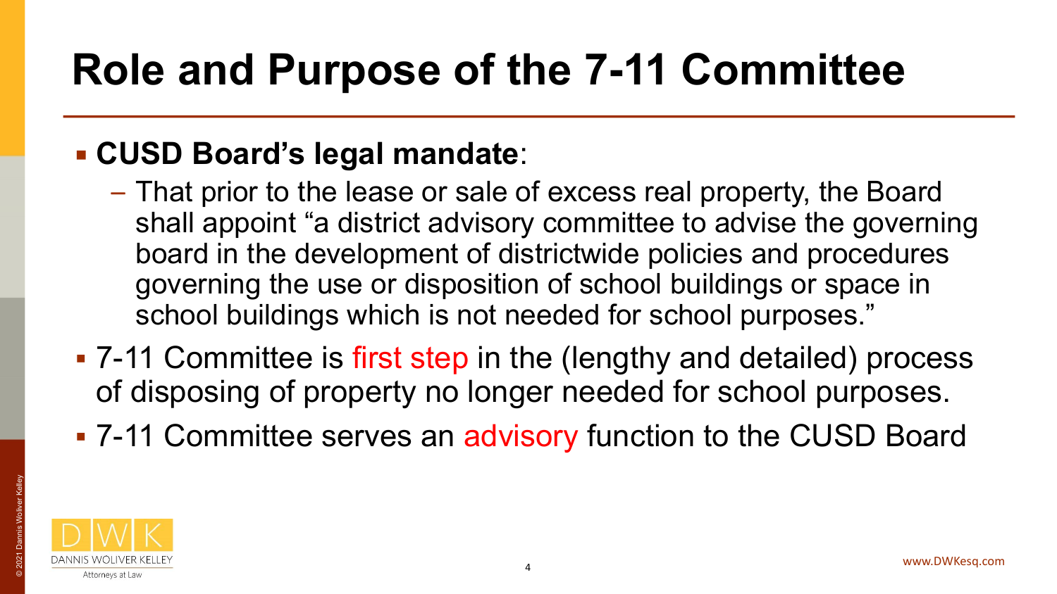# Role and Purpose of the 7-11 Committee

- **CUSD Board's legal mandate**:
  - That prior to the lease or sale of excess real property, the Board shall appoint "a district advisory committee to advise the governing board in the development of districtwide policies and procedures governing the use or disposition of school buildings or space in school buildings which is not needed for school purposes."
- 7-11 Committee is first step in the (lengthy and detailed) process of disposing of property no longer needed for school purposes.
- 7-11 Committee serves an advisory function to the CUSD Board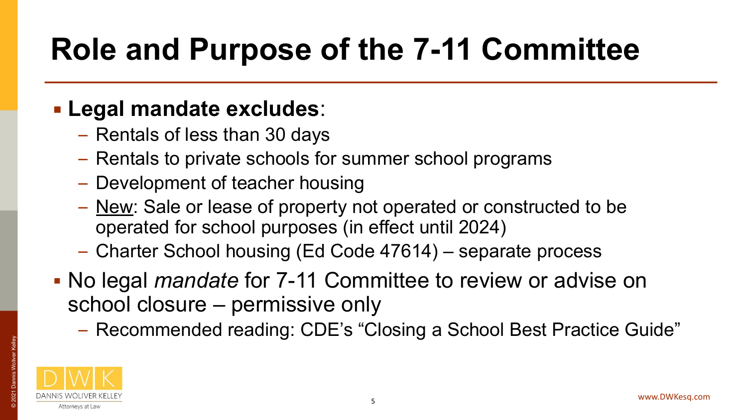# Role and Purpose of the 7-11 Committee

- **Legal mandate excludes**:
  - Rentals of less than 30 days
  - Rentals to private schools for summer school programs
  - Development of teacher housing
  - New: Sale or lease of property not operated or constructed to be operated for school purposes (in effect until 2024)
  - Charter School housing (Ed Code 47614) – separate process
- No legal *mandate* for 7-11 Committee to review or advise on school closure – permissive only
  - Recommended reading: CDE's "Closing a School Best Practice Guide"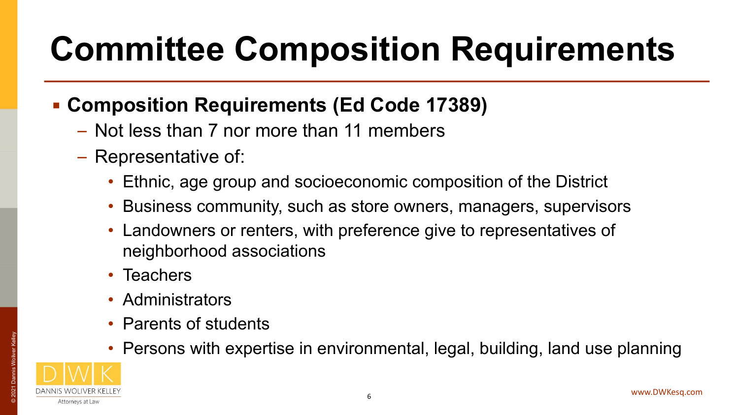# Committee Composition Requirements

- **Composition Requirements (Ed Code 17389)**
  - Not less than 7 nor more than 11 members
  - Representative of:
    - Ethnic, age group and socioeconomic composition of the District
    - Business community, such as store owners, managers, supervisors
    - Landowners or renters, with preference give to representatives of neighborhood associations
    - Teachers
    - Administrators
    - Parents of students
    - Persons with expertise in environmental, legal, building, land use planning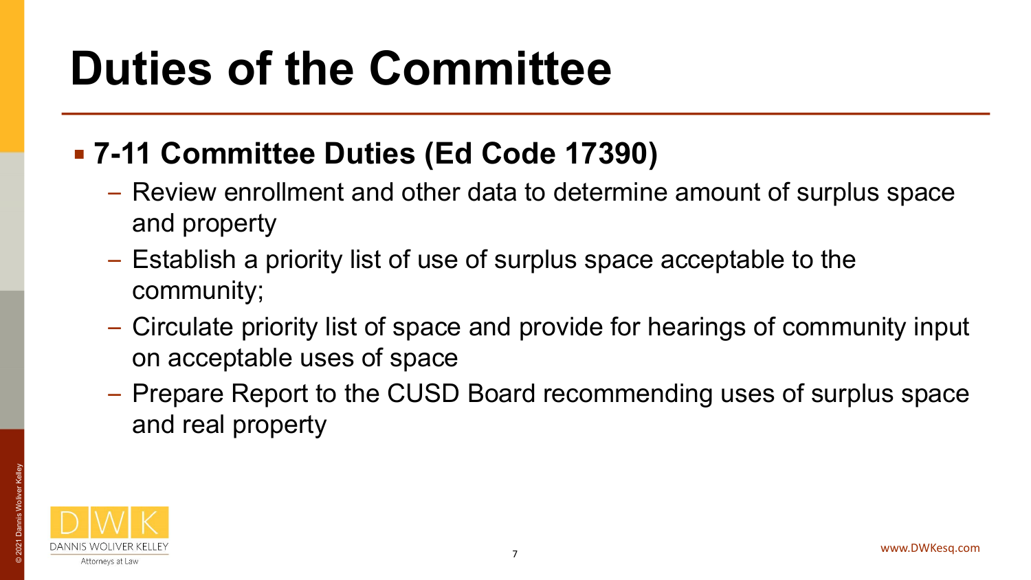# Duties of the Committee

- **7-11 Committee Duties (Ed Code 17390)**
  - Review enrollment and other data to determine amount of surplus space and property
  - Establish a priority list of use of surplus space acceptable to the community;
  - Circulate priority list of space and provide for hearings of community input on acceptable uses of space
  - Prepare Report to the CUSD Board recommending uses of surplus space and real property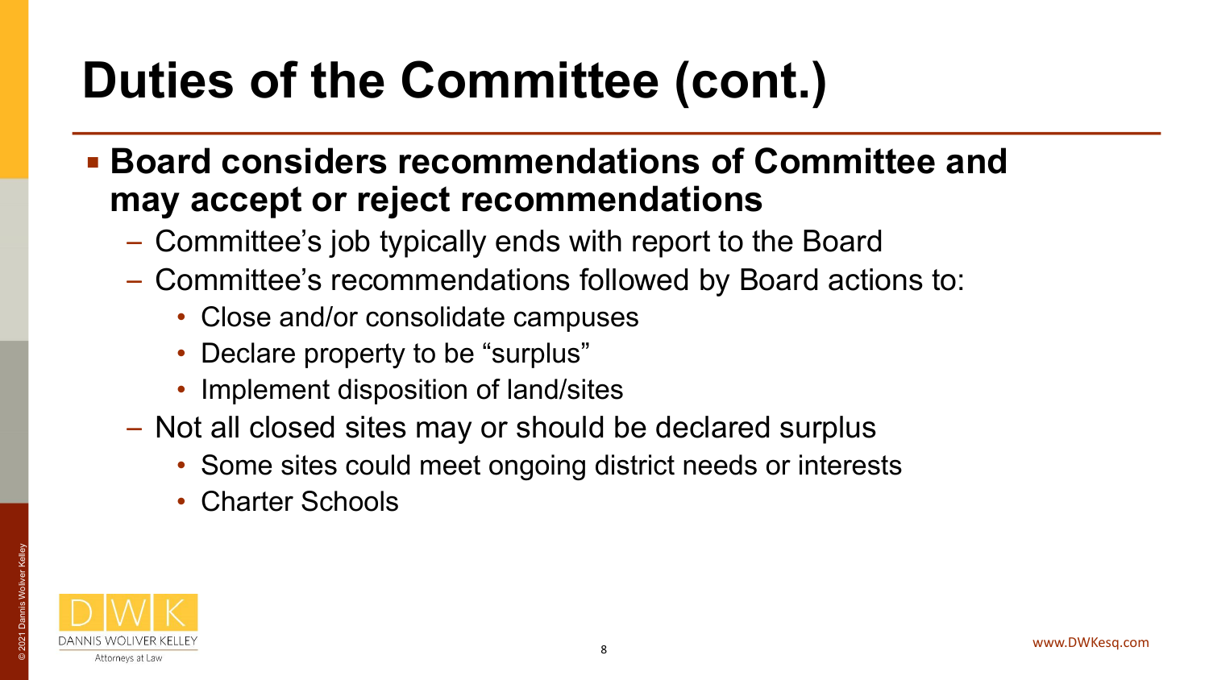# Duties of the Committee (cont.)

- **Board considers recommendations of Committee and may accept or reject recommendations**
  - Committee's job typically ends with report to the Board
  - Committee's recommendations followed by Board actions to:
    - Close and/or consolidate campuses
    - Declare property to be "surplus"
    - Implement disposition of land/sites
  - Not all closed sites may or should be declared surplus
    - Some sites could meet ongoing district needs or interests
    - Charter Schools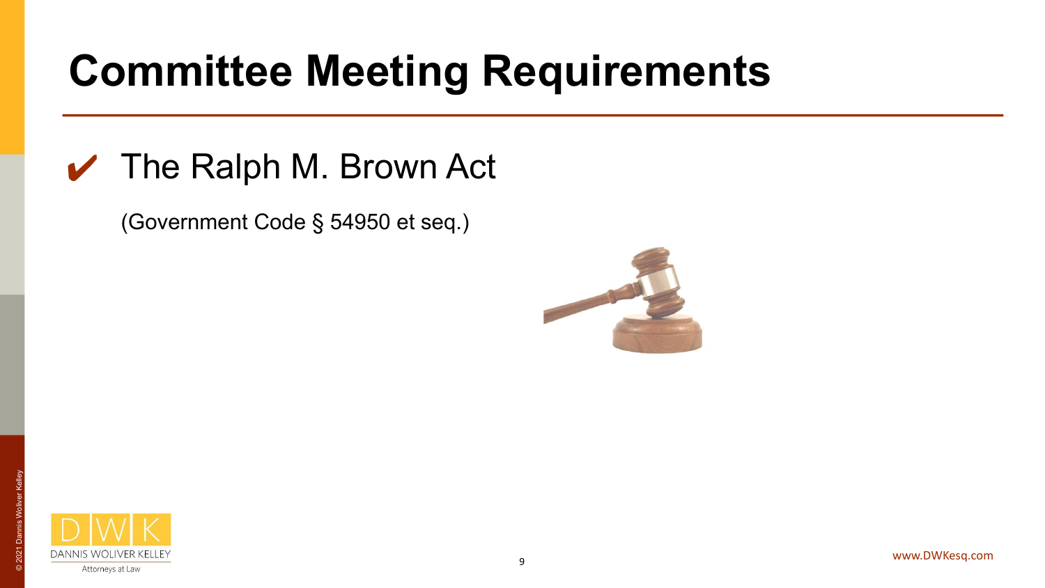# Committee Meeting Requirements

- ✔ The Ralph M. Brown Act

  (Government Code § 54950 et seq.)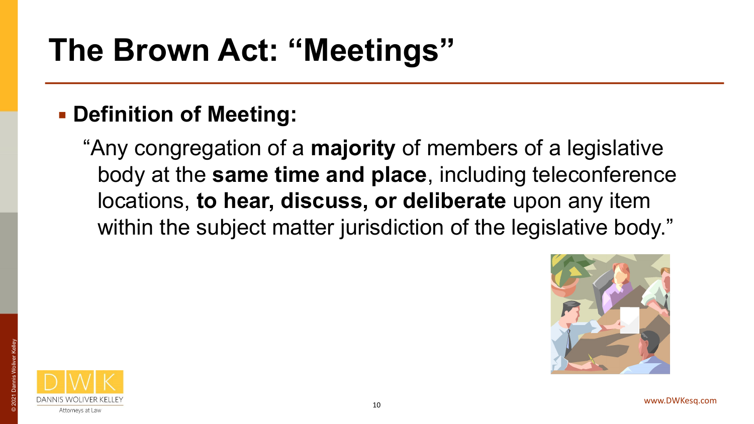# The Brown Act: "Meetings"

- **Definition of Meeting:**

  "Any congregation of a **majority** of members of a legislative body at the **same time and place**, including teleconference locations, **to hear, discuss, or deliberate** upon any item within the subject matter jurisdiction of the legislative body."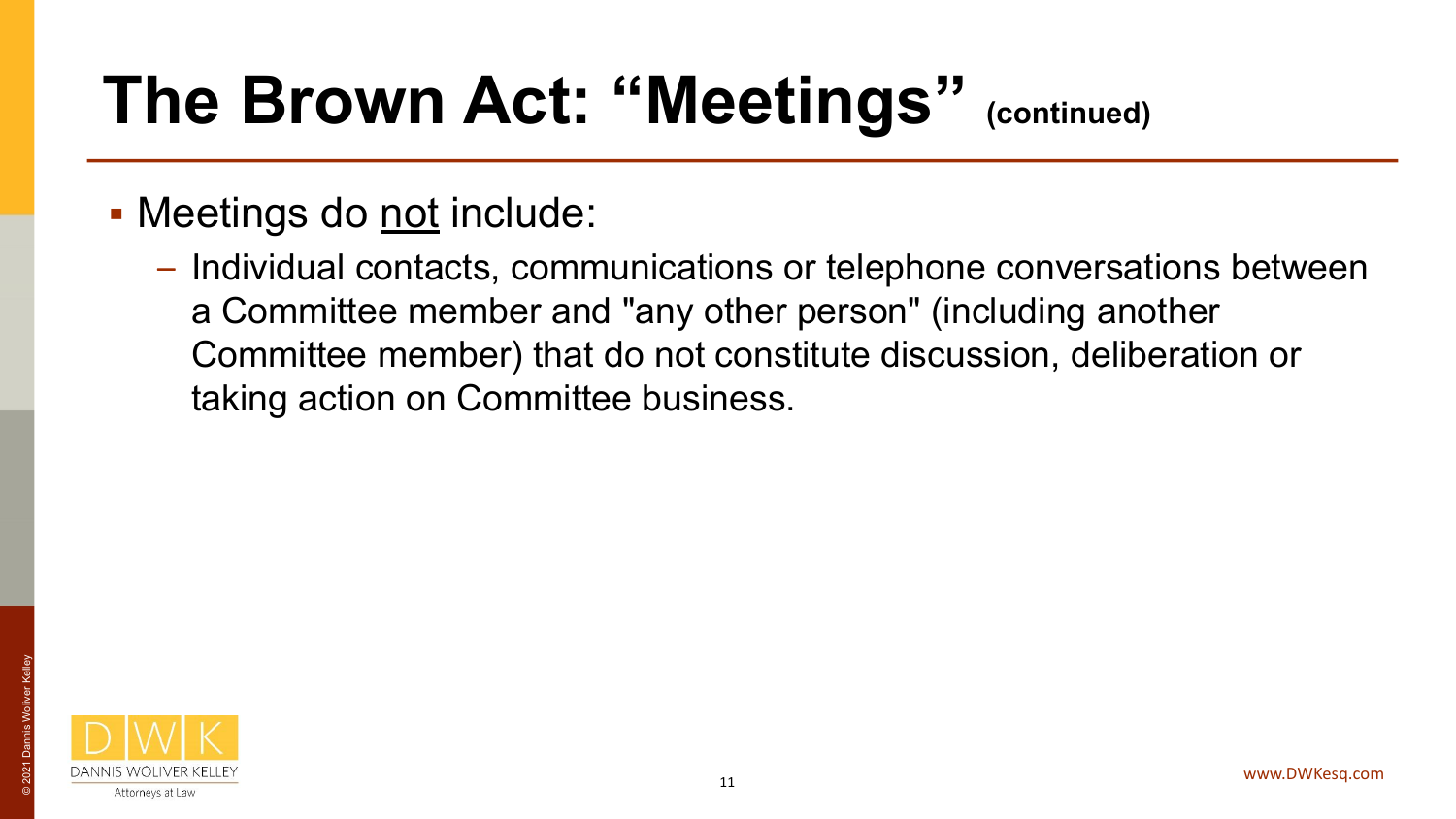# The Brown Act: "Meetings" (continued)

- Meetings do not include:
  - Individual contacts, communications or telephone conversations between a Committee member and "any other person" (including another Committee member) that do not constitute discussion, deliberation or taking action on Committee business.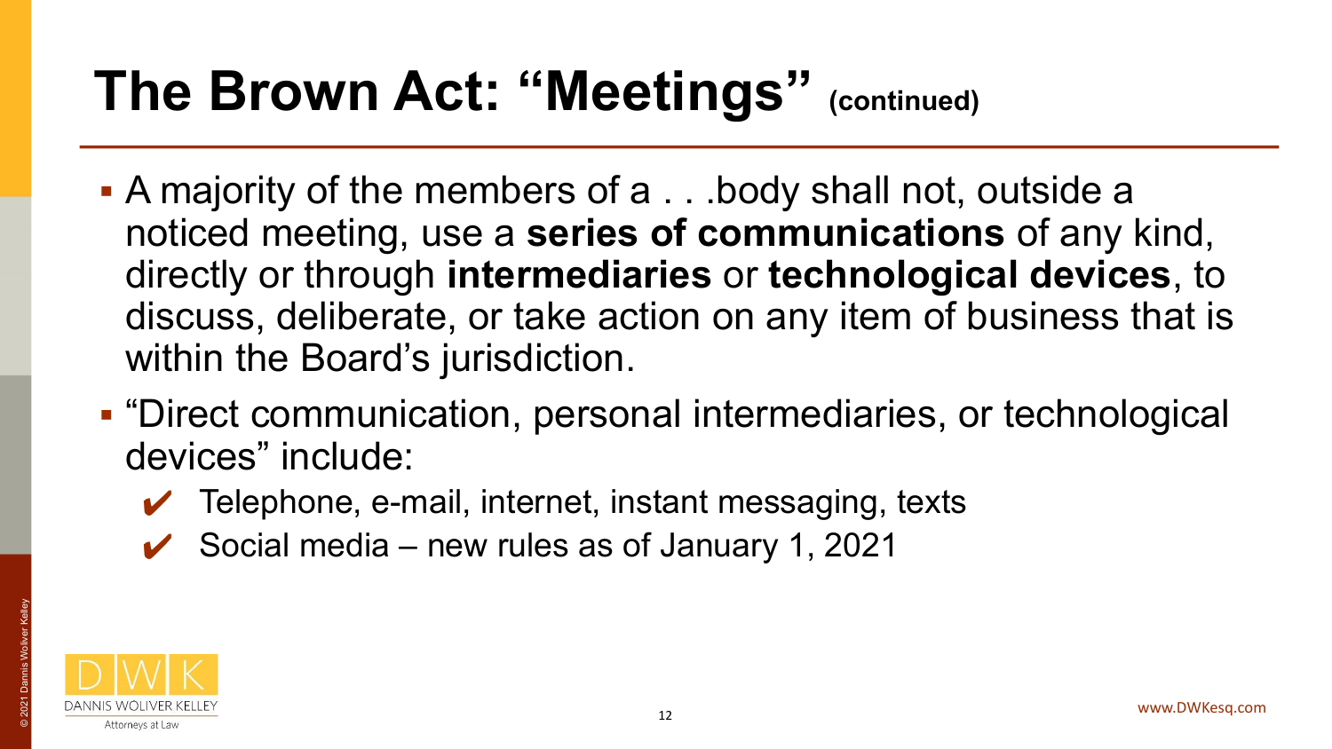# The Brown Act: "Meetings" (continued)

- A majority of the members of a . . .body shall not, outside a noticed meeting, use a **series of communications** of any kind, directly or through **intermediaries** or **technological devices**, to discuss, deliberate, or take action on any item of business that is within the Board's jurisdiction.
- "Direct communication, personal intermediaries, or technological devices" include:
  - ✔ Telephone, e-mail, internet, instant messaging, texts
  - ✔ Social media – new rules as of January 1, 2021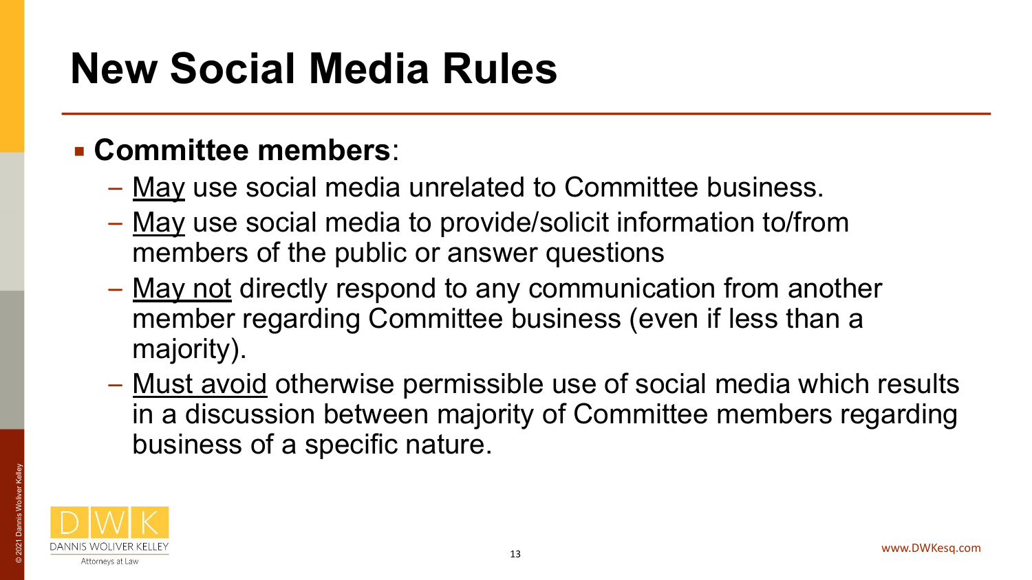# New Social Media Rules

- **Committee members**:
  - <u>May</u> use social media unrelated to Committee business.
  - <u>May</u> use social media to provide/solicit information to/from members of the public or answer questions
  - <u>May not</u> directly respond to any communication from another member regarding Committee business (even if less than a majority).
  - <u>Must avoid</u> otherwise permissible use of social media which results in a discussion between majority of Committee members regarding business of a specific nature.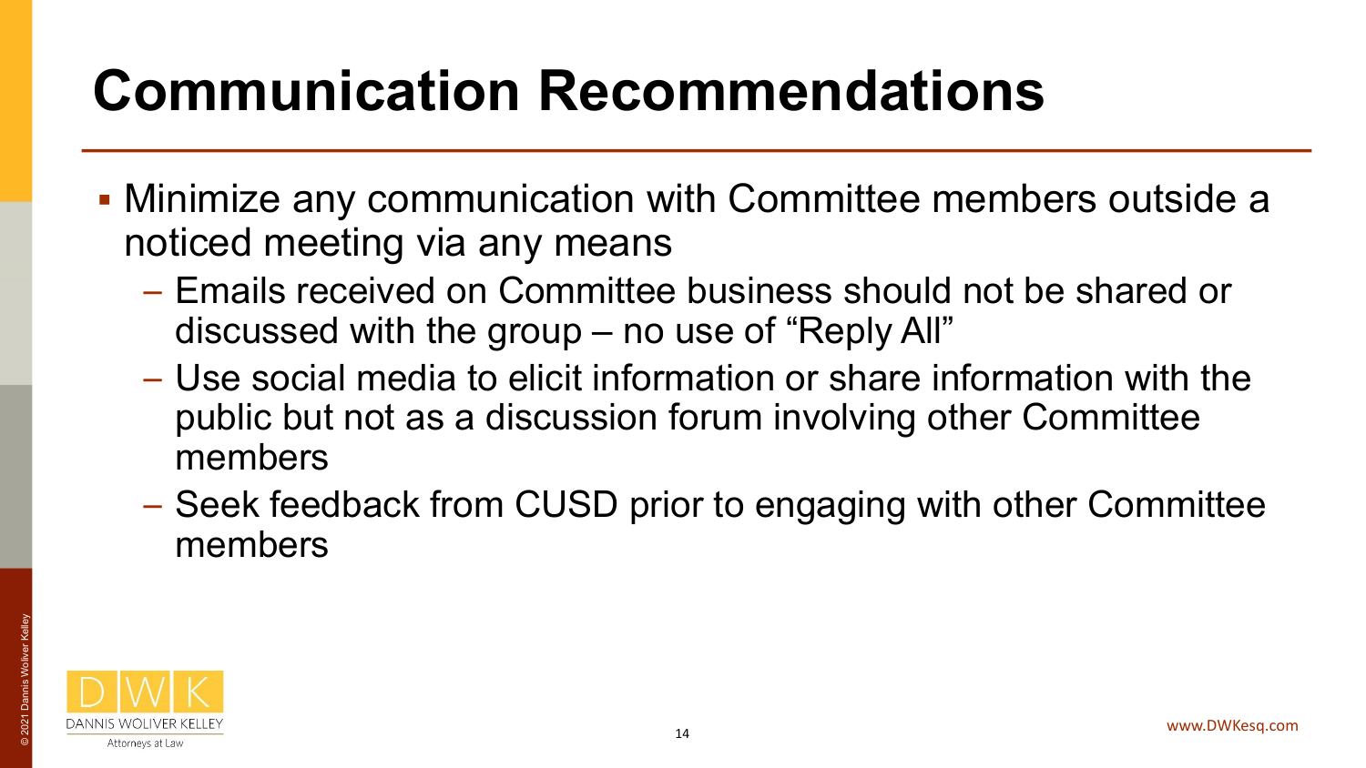# Communication Recommendations

- Minimize any communication with Committee members outside a noticed meeting via any means
  - Emails received on Committee business should not be shared or discussed with the group – no use of "Reply All"
  - Use social media to elicit information or share information with the public but not as a discussion forum involving other Committee members
  - Seek feedback from CUSD prior to engaging with other Committee members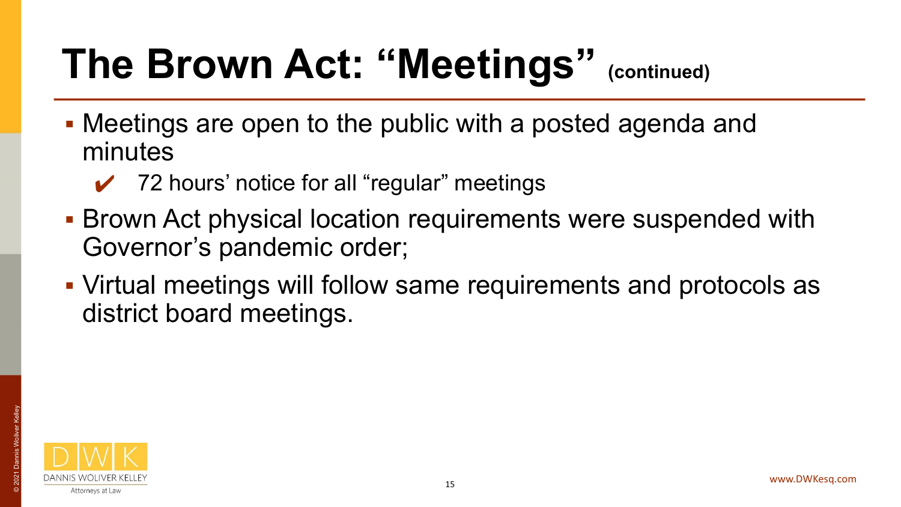# The Brown Act: "Meetings" (continued)

- Meetings are open to the public with a posted agenda and minutes
  - ✔ 72 hours' notice for all "regular" meetings
- Brown Act physical location requirements were suspended with Governor's pandemic order;
- Virtual meetings will follow same requirements and protocols as district board meetings.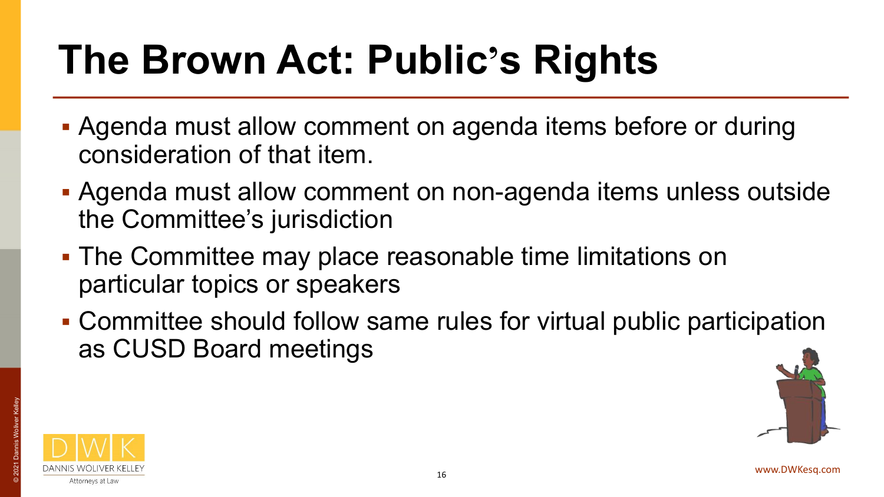# The Brown Act: Public's Rights

- Agenda must allow comment on agenda items before or during consideration of that item.
- Agenda must allow comment on non-agenda items unless outside the Committee's jurisdiction
- The Committee may place reasonable time limitations on particular topics or speakers
- Committee should follow same rules for virtual public participation as CUSD Board meetings